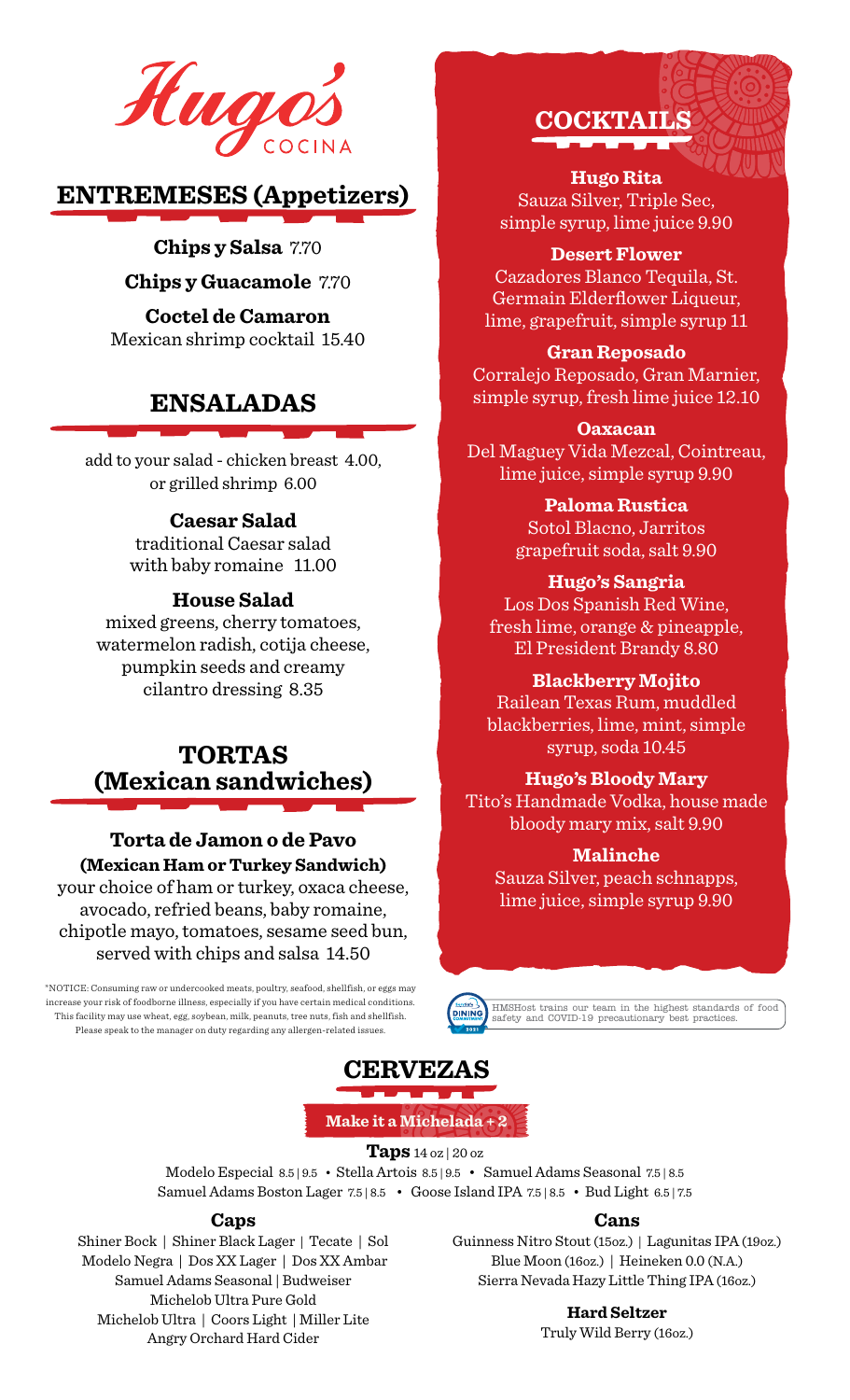# Hugo's COCINA

## ENTREMESES (Appetizers)

**Chips y Salsa** 7.70

**Chips y Guacamole** 7.70

**Coctel de Camaron**
Mexican shrimp cocktail 15.40

## ENSALADAS

add to your salad - chicken breast 4.00, or grilled shrimp 6.00

**Caesar Salad**
traditional Caesar salad with baby romaine 11.00

**House Salad**
mixed greens, cherry tomatoes, watermelon radish, cotija cheese, pumpkin seeds and creamy cilantro dressing 8.35

## TORTAS (Mexican sandwiches)

**Torta de Jamon o de Pavo**
**(Mexican Ham or Turkey Sandwich)**
your choice of ham or turkey, oxaca cheese, avocado, refried beans, baby romaine, chipotle mayo, tomatoes, sesame seed bun, served with chips and salsa 14.50

*NOTICE: Consuming raw or undercooked meats, poultry, seafood, shellfish, or eggs may increase your risk of foodborne illness, especially if you have certain medical conditions. This facility may use wheat, egg, soybean, milk, peanuts, tree nuts, fish and shellfish. Please speak to the manager on duty regarding any allergen-related issues.

## COCKTAILS

**Hugo Rita**
Sauza Silver, Triple Sec, simple syrup, lime juice 9.90

**Desert Flower**
Cazadores Blanco Tequila, St. Germain Elderflower Liqueur, lime, grapefruit, simple syrup 11

**Gran Reposado**
Corralejo Reposado, Gran Marnier, simple syrup, fresh lime juice 12.10

**Oaxacan**
Del Maguey Vida Mezcal, Cointreau, lime juice, simple syrup 9.90

**Paloma Rustica**
Sotol Blacno, Jarritos grapefruit soda, salt 9.90

**Hugo's Sangria**
Los Dos Spanish Red Wine, fresh lime, orange & pineapple, El President Brandy 8.80

**Blackberry Mojito**
Railean Texas Rum, muddled blackberries, lime, mint, simple syrup, soda 10.45

**Hugo's Bloody Mary**
Tito's Handmade Vodka, house made bloody mary mix, salt 9.90

**Malinche**
Sauza Silver, peach schnapps, lime juice, simple syrup 9.90

HMSHost trains our team in the highest standards of food safety and COVID-19 precautionary best practices.

## CERVEZAS

**Make it a Michelada + 2**

**Taps** 14 oz | 20 oz

Modelo Especial 8.5 | 9.5 • Stella Artois 8.5 | 9.5 • Samuel Adams Seasonal 7.5 | 8.5
Samuel Adams Boston Lager 7.5 | 8.5 • Goose Island IPA 7.5 | 8.5 • Bud Light 6.5 | 7.5

**Caps**

Shiner Bock | Shiner Black Lager | Tecate | Sol
Modelo Negra | Dos XX Lager | Dos XX Ambar
Samuel Adams Seasonal | Budweiser
Michelob Ultra Pure Gold
Michelob Ultra | Coors Light | Miller Lite
Angry Orchard Hard Cider

**Cans**

Guinness Nitro Stout (15oz.) | Lagunitas IPA (19oz.)
Blue Moon (16oz.) | Heineken 0.0 (N.A.)
Sierra Nevada Hazy Little Thing IPA (16oz.)

**Hard Seltzer**

Truly Wild Berry (16oz.)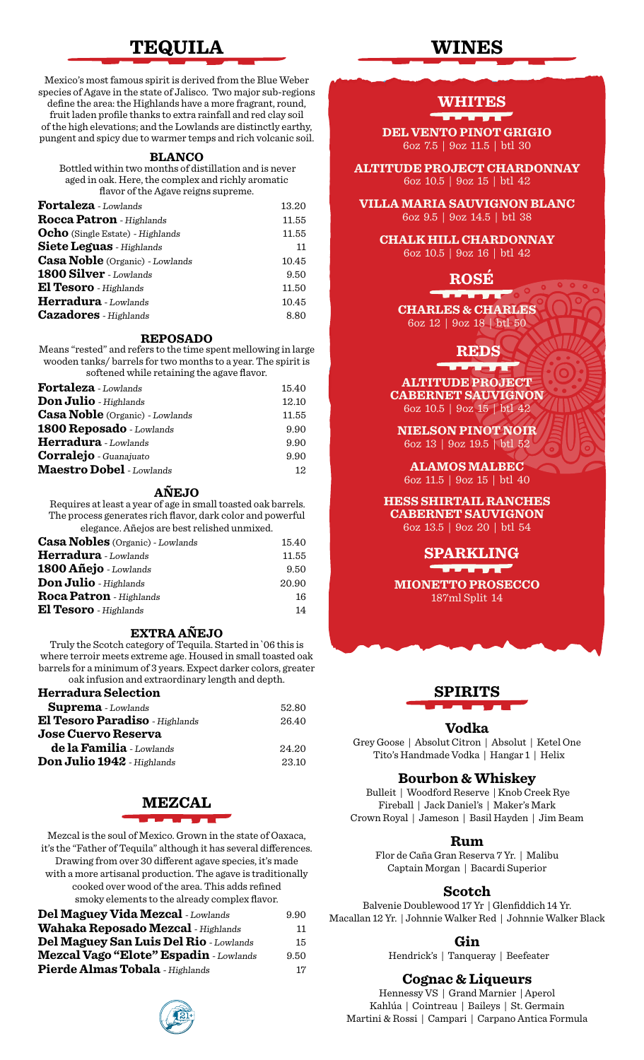# TEQUILA

Mexico's most famous spirit is derived from the Blue Weber species of Agave in the state of Jalisco. Two major sub-regions define the area: the Highlands have a more fragrant, round, fruit laden profile thanks to extra rainfall and red clay soil of the high elevations; and the Lowlands are distinctly earthy, pungent and spicy due to warmer temps and rich volcanic soil.

### BLANCO

Bottled within two months of distillation and is never aged in oak. Here, the complex and richly aromatic flavor of the Agave reigns supreme.

| | |
|---|---|
| **Fortaleza** - *Lowlands* | 13.20 |
| **Rocca Patron** - *Highlands* | 11.55 |
| **Ocho** (Single Estate) - *Highlands* | 11.55 |
| **Siete Leguas** - *Highlands* | 11 |
| **Casa Noble** (Organic) - *Lowlands* | 10.45 |
| **1800 Silver** - *Lowlands* | 9.50 |
| **El Tesoro** - *Highlands* | 11.50 |
| **Herradura** - *Lowlands* | 10.45 |
| **Cazadores** - *Highlands* | 8.80 |

### REPOSADO

Means "rested" and refers to the time spent mellowing in large wooden tanks/ barrels for two months to a year. The spirit is softened while retaining the agave flavor.

| | |
|---|---|
| **Fortaleza** - *Lowlands* | 15.40 |
| **Don Julio** - *Highlands* | 12.10 |
| **Casa Noble** (Organic) - *Lowlands* | 11.55 |
| **1800 Reposado** - *Lowlands* | 9.90 |
| **Herradura** - *Lowlands* | 9.90 |
| **Corralejo** - *Guanajuato* | 9.90 |
| **Maestro Dobel** - *Lowlands* | 12 |

### AÑEJO

Requires at least a year of age in small toasted oak barrels. The process generates rich flavor, dark color and powerful elegance. Añejos are best relished unmixed.

| | |
|---|---|
| **Casa Nobles** (Organic) - *Lowlands* | 15.40 |
| **Herradura** - *Lowlands* | 11.55 |
| **1800 Añejo** - *Lowlands* | 9.50 |
| **Don Julio** - *Highlands* | 20.90 |
| **Roca Patron** - *Highlands* | 16 |
| **El Tesoro** - *Highlands* | 14 |

### EXTRA AÑEJO

Truly the Scotch category of Tequila. Started in `06 this is where terroir meets extreme age. Housed in small toasted oak barrels for a minimum of 3 years. Expect darker colors, greater oak infusion and extraordinary length and depth.

| | |
|---|---|
| **Herradura Selection** | |
| **Suprema** - *Lowlands* | 52.80 |
| **El Tesoro Paradiso** - *Highlands* | 26.40 |
| **Jose Cuervo Reserva** | |
| **de la Familia** - *Lowlands* | 24.20 |
| **Don Julio 1942** - *Highlands* | 23.10 |

## MEZCAL

Mezcal is the soul of Mexico. Grown in the state of Oaxaca, it's the "Father of Tequila" although it has several differences. Drawing from over 30 different agave species, it's made with a more artisanal production. The agave is traditionally cooked over wood of the area. This adds refined smoky elements to the already complex flavor.

| | |
|---|---|
| **Del Maguey Vida Mezcal** - *Lowlands* | 9.90 |
| **Wahaka Reposado Mezcal** - *Highlands* | 11 |
| **Del Maguey San Luis Del Rio** - *Lowlands* | 15 |
| **Mezcal Vago "Elote" Espadin** - *Lowlands* | 9.50 |
| **Pierde Almas Tobala** - *Highlands* | 17 |

# WINES

## WHITES

**DEL VENTO PINOT GRIGIO**
6oz 7.5 | 9oz 11.5 | btl 30

**ALTITUDE PROJECT CHARDONNAY**
6oz 10.5 | 9oz 15 | btl 42

**VILLA MARIA SAUVIGNON BLANC**
6oz 9.5 | 9oz 14.5 | btl 38

**CHALK HILL CHARDONNAY**
6oz 10.5 | 9oz 16 | btl 42

## ROSÉ

**CHARLES & CHARLES**
6oz 12 | 9oz 18 | btl 50

## REDS

**ALTITUDE PROJECT CABERNET SAUVIGNON**
6oz 10.5 | 9oz 15 | btl 42

**NIELSON PINOT NOIR**
6oz 13 | 9oz 19.5 | btl 52

**ALAMOS MALBEC**
6oz 11.5 | 9oz 15 | btl 40

**HESS SHIRTAIL RANCHES CABERNET SAUVIGNON**
6oz 13.5 | 9oz 20 | btl 54

## SPARKLING

**MIONETTO PROSECCO**
187ml Split 14

# SPIRITS

### Vodka

Grey Goose | Absolut Citron | Absolut | Ketel One
Tito's Handmade Vodka | Hangar 1 | Helix

### Bourbon & Whiskey

Bulleit | Woodford Reserve | Knob Creek Rye
Fireball | Jack Daniel's | Maker's Mark
Crown Royal | Jameson | Basil Hayden | Jim Beam

### Rum

Flor de Caña Gran Reserva 7 Yr. | Malibu
Captain Morgan | Bacardi Superior

### Scotch

Balvenie Doublewood 17 Yr | Glenfiddich 14 Yr.
Macallan 12 Yr. | Johnnie Walker Red | Johnnie Walker Black

### Gin

Hendrick's | Tanqueray | Beefeater

### Cognac & Liqueurs

Hennessy VS | Grand Marnier | Aperol
Kahlúa | Cointreau | Baileys | St. Germain
Martini & Rossi | Campari | Carpano Antica Formula